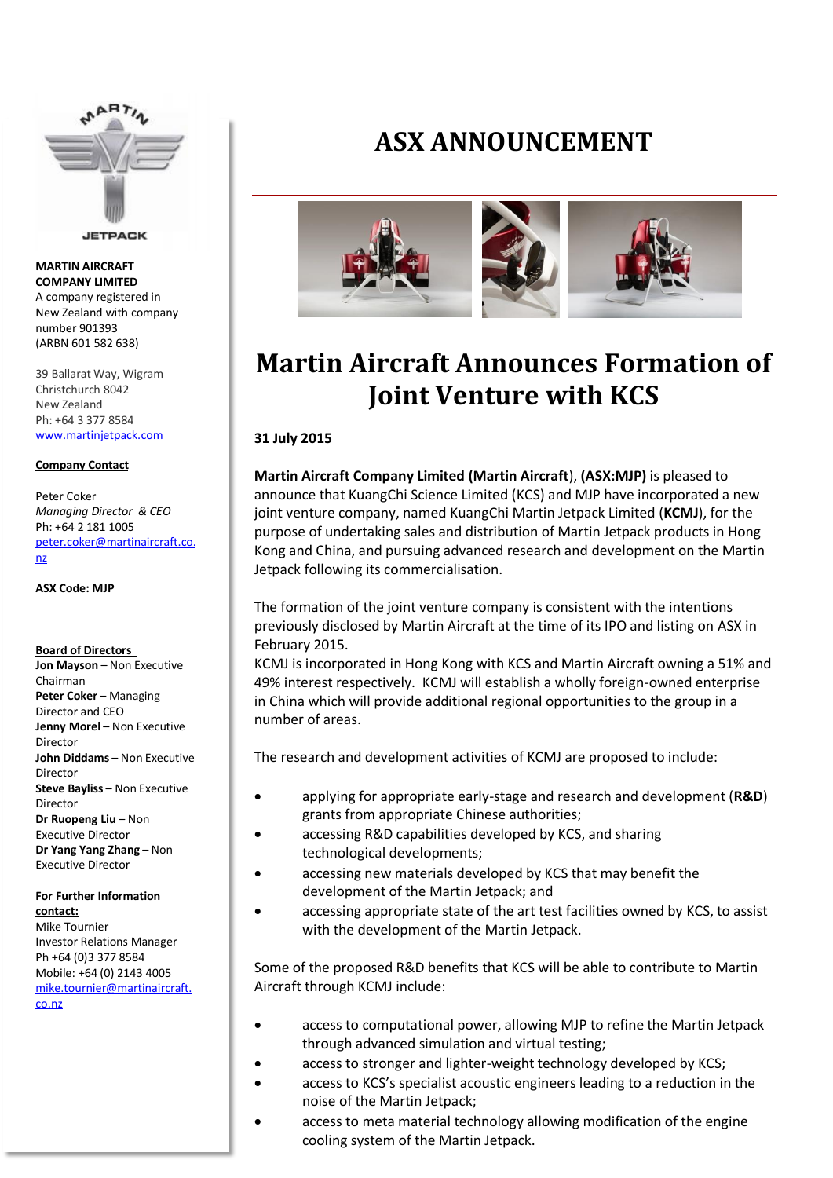JETPACK

**MARTIN AIRCRAFT COMPANY LIMITED**
A company registered in New Zealand with company number 901393
(ARBN 601 582 638)

39 Ballarat Way, Wigram
Christchurch 8042
New Zealand
Ph: +64 3 377 8584
www.martinjetpack.com

**Company Contact**

Peter Coker
*Managing Director & CEO*
Ph: +64 2 181 1005
peter.coker@martinaircraft.co.nz

**ASX Code: MJP**

**Board of Directors**
**Jon Mayson** – Non Executive Chairman
**Peter Coker** – Managing Director and CEO
**Jenny Morel** – Non Executive Director
**John Diddams** – Non Executive Director
**Steve Bayliss** – Non Executive Director
**Dr Ruopeng Liu** – Non Executive Director
**Dr Yang Yang Zhang** – Non Executive Director

**For Further Information contact:**
Mike Tournier
Investor Relations Manager
Ph +64 (0)3 377 8584
Mobile: +64 (0) 2143 4005
mike.tournier@martinaircraft.co.nz

# ASX ANNOUNCEMENT

# Martin Aircraft Announces Formation of Joint Venture with KCS

**31 July 2015**

**Martin Aircraft Company Limited (Martin Aircraft)**, **(ASX:MJP)** is pleased to announce that KuangChi Science Limited (KCS) and MJP have incorporated a new joint venture company, named KuangChi Martin Jetpack Limited (**KCMJ**), for the purpose of undertaking sales and distribution of Martin Jetpack products in Hong Kong and China, and pursuing advanced research and development on the Martin Jetpack following its commercialisation.

The formation of the joint venture company is consistent with the intentions previously disclosed by Martin Aircraft at the time of its IPO and listing on ASX in February 2015.
KCMJ is incorporated in Hong Kong with KCS and Martin Aircraft owning a 51% and 49% interest respectively. KCMJ will establish a wholly foreign-owned enterprise in China which will provide additional regional opportunities to the group in a number of areas.

The research and development activities of KCMJ are proposed to include:

- applying for appropriate early-stage and research and development (**R&D**) grants from appropriate Chinese authorities;
- accessing R&D capabilities developed by KCS, and sharing technological developments;
- accessing new materials developed by KCS that may benefit the development of the Martin Jetpack; and
- accessing appropriate state of the art test facilities owned by KCS, to assist with the development of the Martin Jetpack.

Some of the proposed R&D benefits that KCS will be able to contribute to Martin Aircraft through KCMJ include:

- access to computational power, allowing MJP to refine the Martin Jetpack through advanced simulation and virtual testing;
- access to stronger and lighter-weight technology developed by KCS;
- access to KCS's specialist acoustic engineers leading to a reduction in the noise of the Martin Jetpack;
- access to meta material technology allowing modification of the engine cooling system of the Martin Jetpack.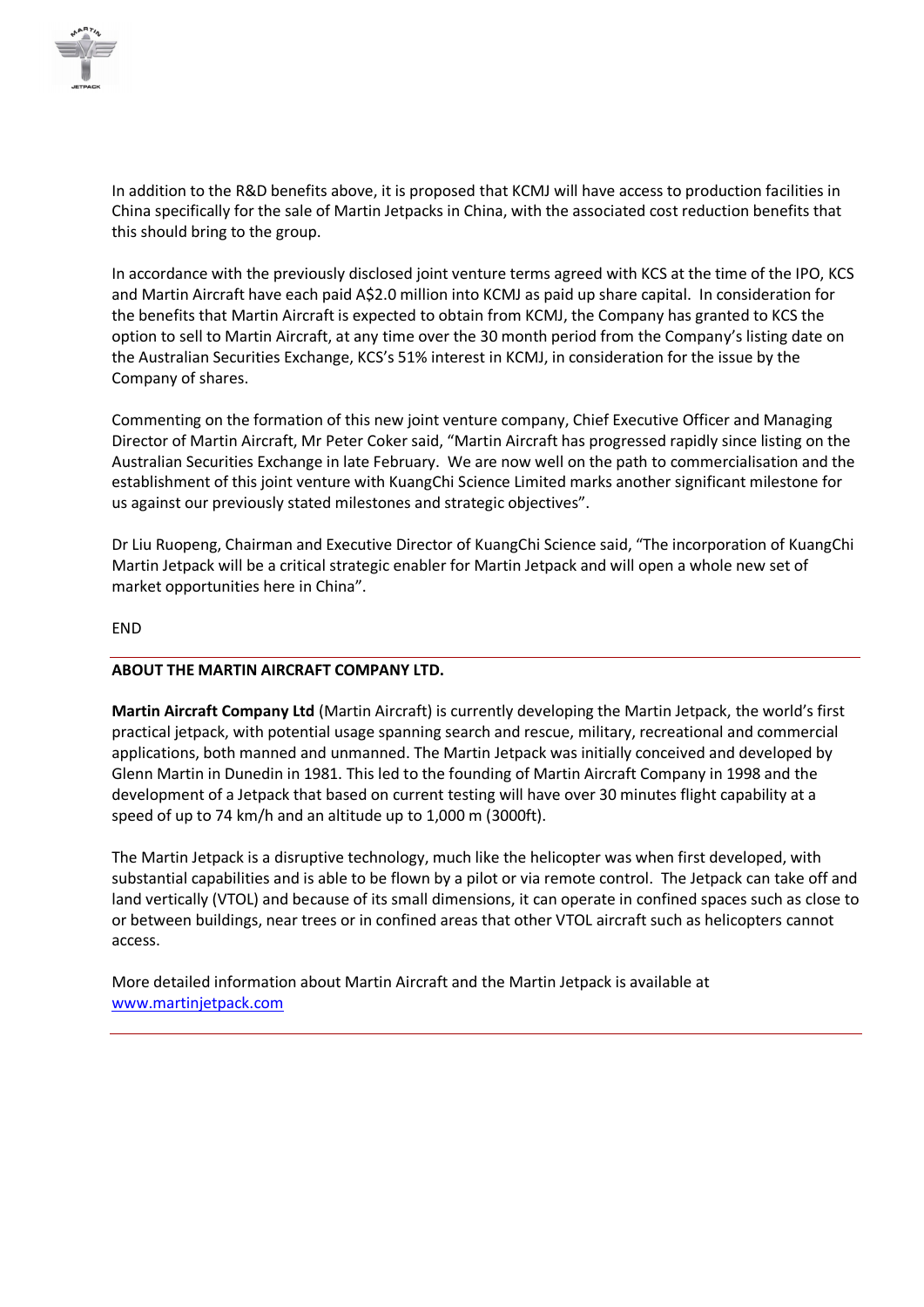In addition to the R&D benefits above, it is proposed that KCMJ will have access to production facilities in China specifically for the sale of Martin Jetpacks in China, with the associated cost reduction benefits that this should bring to the group.

In accordance with the previously disclosed joint venture terms agreed with KCS at the time of the IPO, KCS and Martin Aircraft have each paid A$2.0 million into KCMJ as paid up share capital. In consideration for the benefits that Martin Aircraft is expected to obtain from KCMJ, the Company has granted to KCS the option to sell to Martin Aircraft, at any time over the 30 month period from the Company's listing date on the Australian Securities Exchange, KCS's 51% interest in KCMJ, in consideration for the issue by the Company of shares.

Commenting on the formation of this new joint venture company, Chief Executive Officer and Managing Director of Martin Aircraft, Mr Peter Coker said, "Martin Aircraft has progressed rapidly since listing on the Australian Securities Exchange in late February. We are now well on the path to commercialisation and the establishment of this joint venture with KuangChi Science Limited marks another significant milestone for us against our previously stated milestones and strategic objectives".

Dr Liu Ruopeng, Chairman and Executive Director of KuangChi Science said, "The incorporation of KuangChi Martin Jetpack will be a critical strategic enabler for Martin Jetpack and will open a whole new set of market opportunities here in China".

END

---

**ABOUT THE MARTIN AIRCRAFT COMPANY LTD.**

**Martin Aircraft Company Ltd** (Martin Aircraft) is currently developing the Martin Jetpack, the world's first practical jetpack, with potential usage spanning search and rescue, military, recreational and commercial applications, both manned and unmanned. The Martin Jetpack was initially conceived and developed by Glenn Martin in Dunedin in 1981. This led to the founding of Martin Aircraft Company in 1998 and the development of a Jetpack that based on current testing will have over 30 minutes flight capability at a speed of up to 74 km/h and an altitude up to 1,000 m (3000ft).

The Martin Jetpack is a disruptive technology, much like the helicopter was when first developed, with substantial capabilities and is able to be flown by a pilot or via remote control. The Jetpack can take off and land vertically (VTOL) and because of its small dimensions, it can operate in confined spaces such as close to or between buildings, near trees or in confined areas that other VTOL aircraft such as helicopters cannot access.

More detailed information about Martin Aircraft and the Martin Jetpack is available at [www.martinjetpack.com](http://www.martinjetpack.com)

---